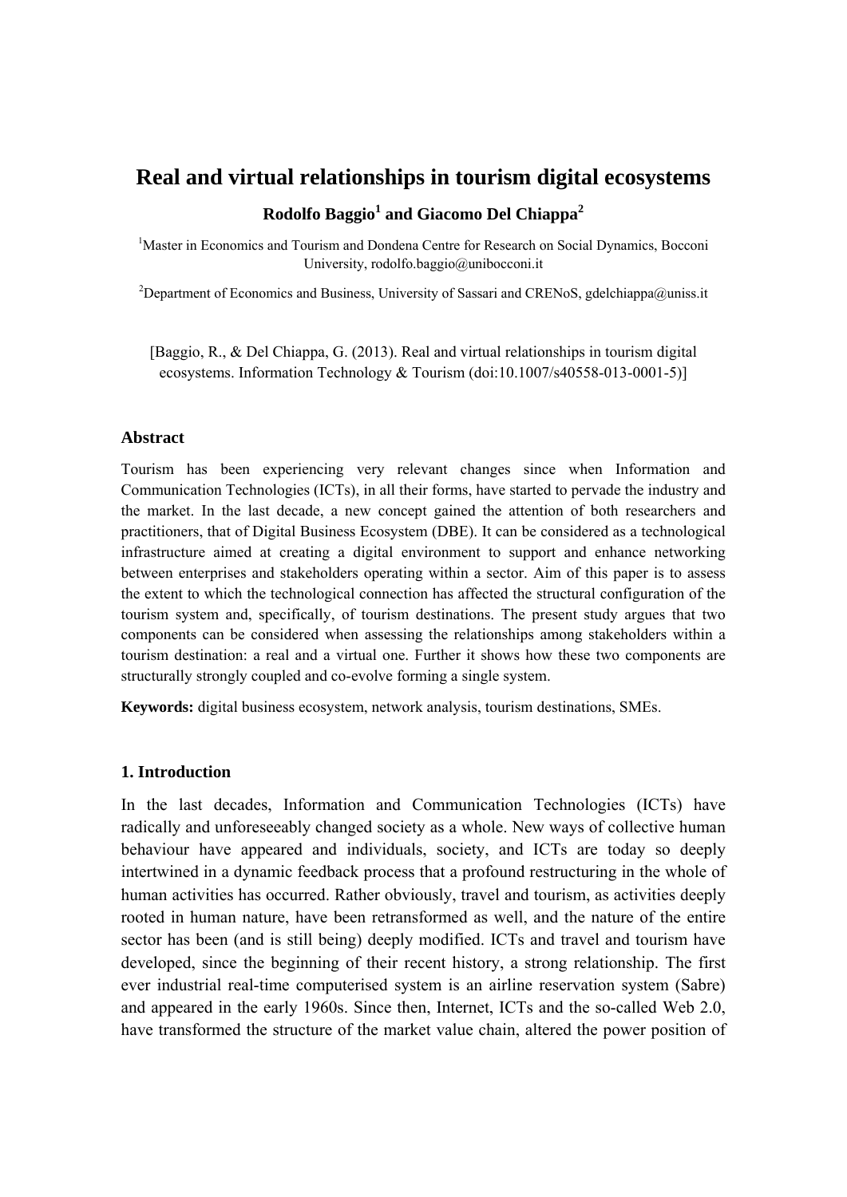# Real and virtual relationships in tourism digital ecosystems

**Rodolfo Baggio[1] and Giacomo Del Chiappa[2]**

[1]Master in Economics and Tourism and Dondena Centre for Research on Social Dynamics, Bocconi University, rodolfo.baggio@unibocconi.it

[2]Department of Economics and Business, University of Sassari and CRENoS, gdelchiappa@uniss.it

[Baggio, R., & Del Chiappa, G. (2013). Real and virtual relationships in tourism digital ecosystems. Information Technology & Tourism (doi:10.1007/s40558-013-0001-5)]

### Abstract

Tourism has been experiencing very relevant changes since when Information and Communication Technologies (ICTs), in all their forms, have started to pervade the industry and the market. In the last decade, a new concept gained the attention of both researchers and practitioners, that of Digital Business Ecosystem (DBE). It can be considered as a technological infrastructure aimed at creating a digital environment to support and enhance networking between enterprises and stakeholders operating within a sector. Aim of this paper is to assess the extent to which the technological connection has affected the structural configuration of the tourism system and, specifically, of tourism destinations. The present study argues that two components can be considered when assessing the relationships among stakeholders within a tourism destination: a real and a virtual one. Further it shows how these two components are structurally strongly coupled and co-evolve forming a single system.

**Keywords:** digital business ecosystem, network analysis, tourism destinations, SMEs.

### 1. Introduction

In the last decades, Information and Communication Technologies (ICTs) have radically and unforeseeably changed society as a whole. New ways of collective human behaviour have appeared and individuals, society, and ICTs are today so deeply intertwined in a dynamic feedback process that a profound restructuring in the whole of human activities has occurred. Rather obviously, travel and tourism, as activities deeply rooted in human nature, have been retransformed as well, and the nature of the entire sector has been (and is still being) deeply modified. ICTs and travel and tourism have developed, since the beginning of their recent history, a strong relationship. The first ever industrial real-time computerised system is an airline reservation system (Sabre) and appeared in the early 1960s. Since then, Internet, ICTs and the so-called Web 2.0, have transformed the structure of the market value chain, altered the power position of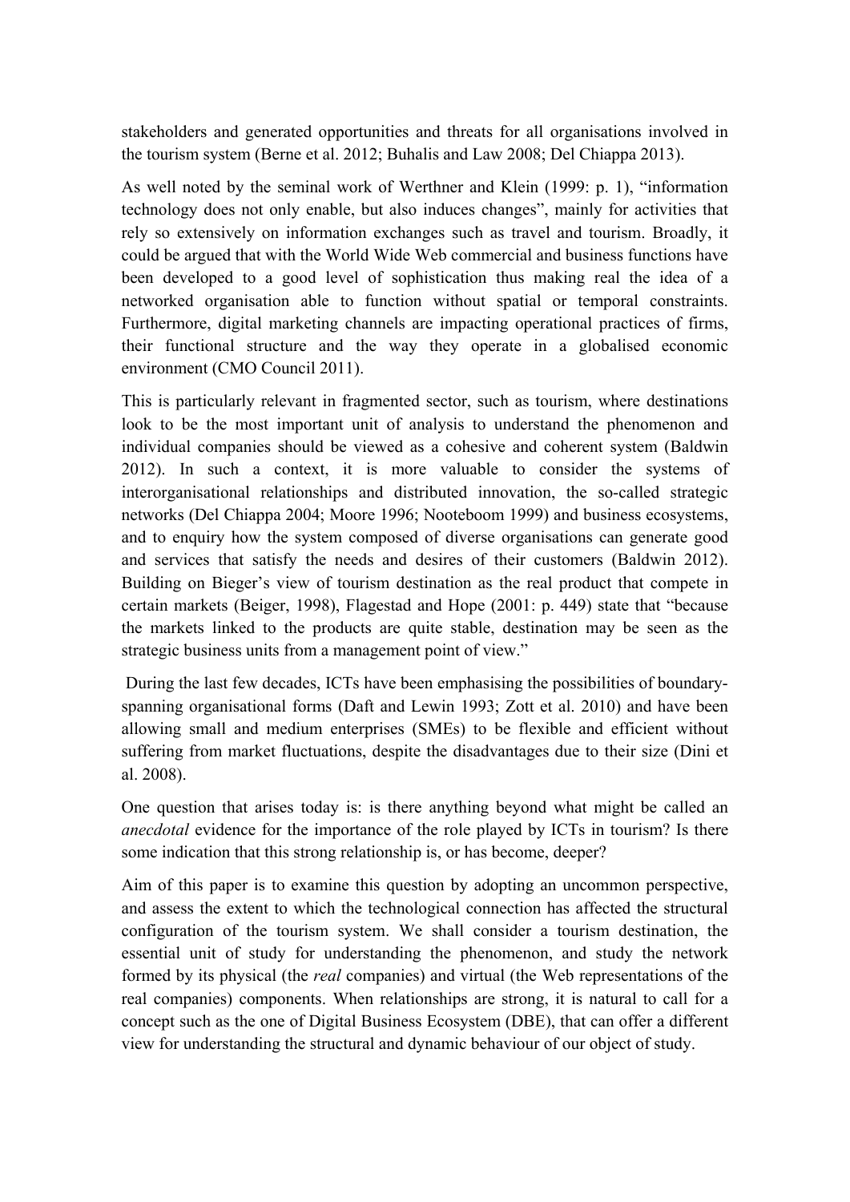stakeholders and generated opportunities and threats for all organisations involved in the tourism system (Berne et al. 2012; Buhalis and Law 2008; Del Chiappa 2013).

As well noted by the seminal work of Werthner and Klein (1999: p. 1), "information technology does not only enable, but also induces changes", mainly for activities that rely so extensively on information exchanges such as travel and tourism. Broadly, it could be argued that with the World Wide Web commercial and business functions have been developed to a good level of sophistication thus making real the idea of a networked organisation able to function without spatial or temporal constraints. Furthermore, digital marketing channels are impacting operational practices of firms, their functional structure and the way they operate in a globalised economic environment (CMO Council 2011).

This is particularly relevant in fragmented sector, such as tourism, where destinations look to be the most important unit of analysis to understand the phenomenon and individual companies should be viewed as a cohesive and coherent system (Baldwin 2012). In such a context, it is more valuable to consider the systems of interorganisational relationships and distributed innovation, the so-called strategic networks (Del Chiappa 2004; Moore 1996; Nooteboom 1999) and business ecosystems, and to enquiry how the system composed of diverse organisations can generate good and services that satisfy the needs and desires of their customers (Baldwin 2012). Building on Bieger's view of tourism destination as the real product that compete in certain markets (Beiger, 1998), Flagestad and Hope (2001: p. 449) state that "because the markets linked to the products are quite stable, destination may be seen as the strategic business units from a management point of view."

During the last few decades, ICTs have been emphasising the possibilities of boundary-spanning organisational forms (Daft and Lewin 1993; Zott et al. 2010) and have been allowing small and medium enterprises (SMEs) to be flexible and efficient without suffering from market fluctuations, despite the disadvantages due to their size (Dini et al. 2008).

One question that arises today is: is there anything beyond what might be called an *anecdotal* evidence for the importance of the role played by ICTs in tourism? Is there some indication that this strong relationship is, or has become, deeper?

Aim of this paper is to examine this question by adopting an uncommon perspective, and assess the extent to which the technological connection has affected the structural configuration of the tourism system. We shall consider a tourism destination, the essential unit of study for understanding the phenomenon, and study the network formed by its physical (the *real* companies) and virtual (the Web representations of the real companies) components. When relationships are strong, it is natural to call for a concept such as the one of Digital Business Ecosystem (DBE), that can offer a different view for understanding the structural and dynamic behaviour of our object of study.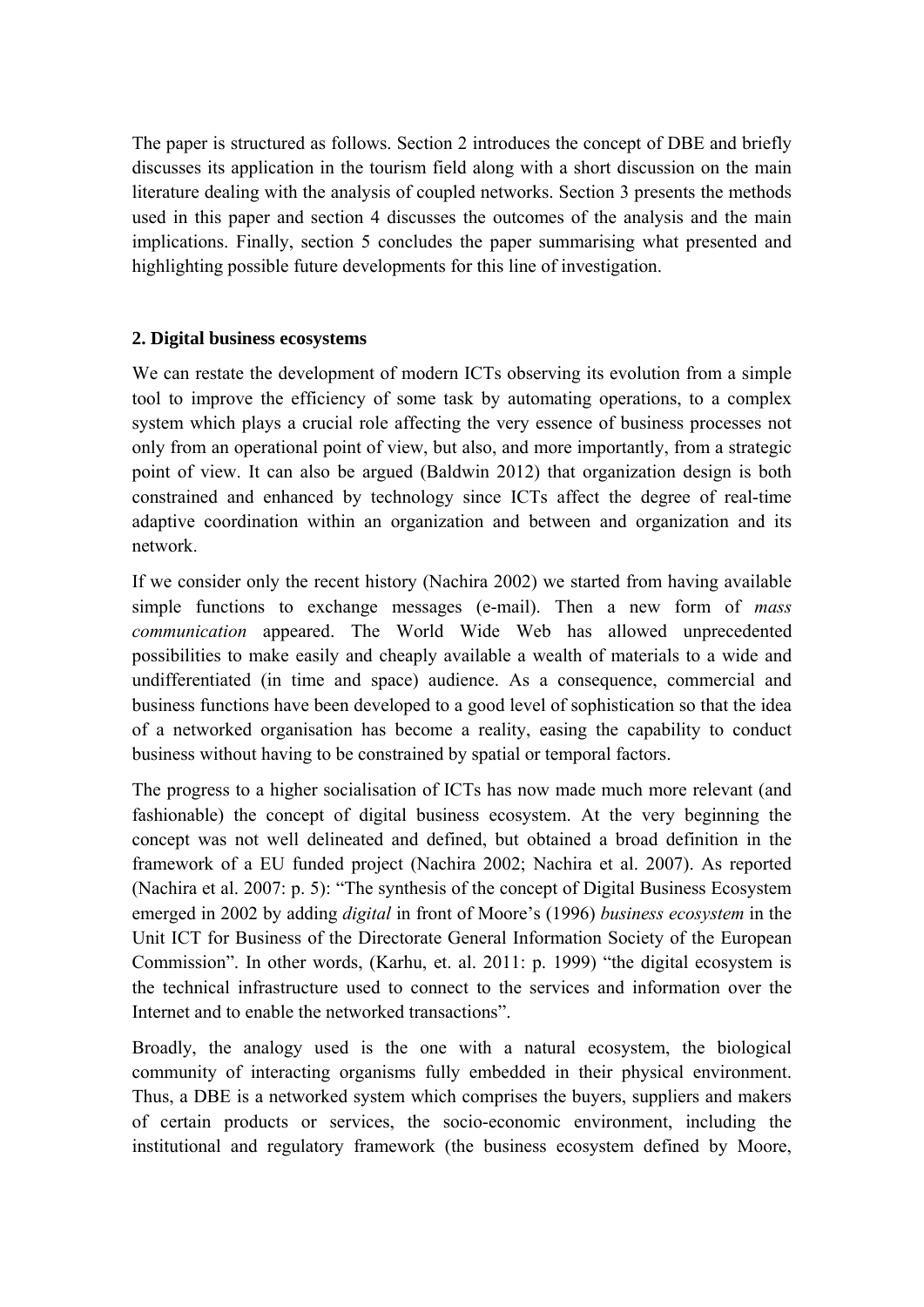The paper is structured as follows. Section 2 introduces the concept of DBE and briefly discusses its application in the tourism field along with a short discussion on the main literature dealing with the analysis of coupled networks. Section 3 presents the methods used in this paper and section 4 discusses the outcomes of the analysis and the main implications. Finally, section 5 concludes the paper summarising what presented and highlighting possible future developments for this line of investigation.

## 2. Digital business ecosystems

We can restate the development of modern ICTs observing its evolution from a simple tool to improve the efficiency of some task by automating operations, to a complex system which plays a crucial role affecting the very essence of business processes not only from an operational point of view, but also, and more importantly, from a strategic point of view. It can also be argued (Baldwin 2012) that organization design is both constrained and enhanced by technology since ICTs affect the degree of real-time adaptive coordination within an organization and between and organization and its network.

If we consider only the recent history (Nachira 2002) we started from having available simple functions to exchange messages (e-mail). Then a new form of *mass communication* appeared. The World Wide Web has allowed unprecedented possibilities to make easily and cheaply available a wealth of materials to a wide and undifferentiated (in time and space) audience. As a consequence, commercial and business functions have been developed to a good level of sophistication so that the idea of a networked organisation has become a reality, easing the capability to conduct business without having to be constrained by spatial or temporal factors.

The progress to a higher socialisation of ICTs has now made much more relevant (and fashionable) the concept of digital business ecosystem. At the very beginning the concept was not well delineated and defined, but obtained a broad definition in the framework of a EU funded project (Nachira 2002; Nachira et al. 2007). As reported (Nachira et al. 2007: p. 5): "The synthesis of the concept of Digital Business Ecosystem emerged in 2002 by adding *digital* in front of Moore's (1996) *business ecosystem* in the Unit ICT for Business of the Directorate General Information Society of the European Commission". In other words, (Karhu, et. al. 2011: p. 1999) "the digital ecosystem is the technical infrastructure used to connect to the services and information over the Internet and to enable the networked transactions".

Broadly, the analogy used is the one with a natural ecosystem, the biological community of interacting organisms fully embedded in their physical environment. Thus, a DBE is a networked system which comprises the buyers, suppliers and makers of certain products or services, the socio-economic environment, including the institutional and regulatory framework (the business ecosystem defined by Moore,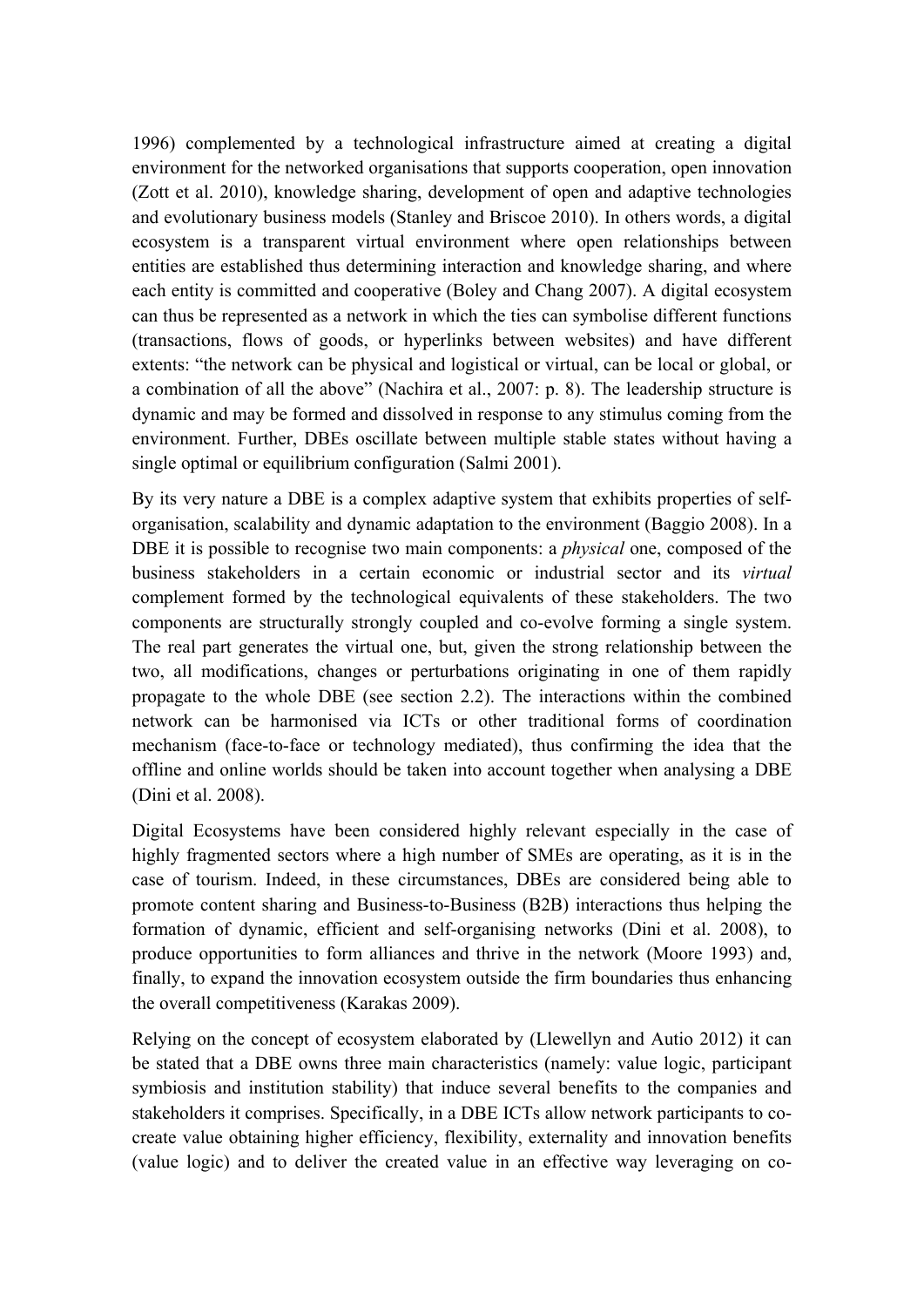1996) complemented by a technological infrastructure aimed at creating a digital environment for the networked organisations that supports cooperation, open innovation (Zott et al. 2010), knowledge sharing, development of open and adaptive technologies and evolutionary business models (Stanley and Briscoe 2010). In others words, a digital ecosystem is a transparent virtual environment where open relationships between entities are established thus determining interaction and knowledge sharing, and where each entity is committed and cooperative (Boley and Chang 2007). A digital ecosystem can thus be represented as a network in which the ties can symbolise different functions (transactions, flows of goods, or hyperlinks between websites) and have different extents: "the network can be physical and logistical or virtual, can be local or global, or a combination of all the above" (Nachira et al., 2007: p. 8). The leadership structure is dynamic and may be formed and dissolved in response to any stimulus coming from the environment. Further, DBEs oscillate between multiple stable states without having a single optimal or equilibrium configuration (Salmi 2001).

By its very nature a DBE is a complex adaptive system that exhibits properties of self-organisation, scalability and dynamic adaptation to the environment (Baggio 2008). In a DBE it is possible to recognise two main components: a *physical* one, composed of the business stakeholders in a certain economic or industrial sector and its *virtual* complement formed by the technological equivalents of these stakeholders. The two components are structurally strongly coupled and co-evolve forming a single system. The real part generates the virtual one, but, given the strong relationship between the two, all modifications, changes or perturbations originating in one of them rapidly propagate to the whole DBE (see section 2.2). The interactions within the combined network can be harmonised via ICTs or other traditional forms of coordination mechanism (face-to-face or technology mediated), thus confirming the idea that the offline and online worlds should be taken into account together when analysing a DBE (Dini et al. 2008).

Digital Ecosystems have been considered highly relevant especially in the case of highly fragmented sectors where a high number of SMEs are operating, as it is in the case of tourism. Indeed, in these circumstances, DBEs are considered being able to promote content sharing and Business-to-Business (B2B) interactions thus helping the formation of dynamic, efficient and self-organising networks (Dini et al. 2008), to produce opportunities to form alliances and thrive in the network (Moore 1993) and, finally, to expand the innovation ecosystem outside the firm boundaries thus enhancing the overall competitiveness (Karakas 2009).

Relying on the concept of ecosystem elaborated by (Llewellyn and Autio 2012) it can be stated that a DBE owns three main characteristics (namely: value logic, participant symbiosis and institution stability) that induce several benefits to the companies and stakeholders it comprises. Specifically, in a DBE ICTs allow network participants to co-create value obtaining higher efficiency, flexibility, externality and innovation benefits (value logic) and to deliver the created value in an effective way leveraging on co-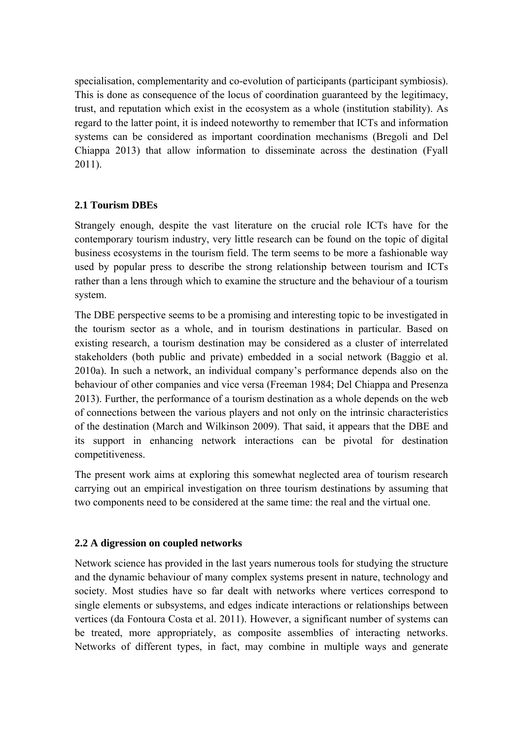specialisation, complementarity and co-evolution of participants (participant symbiosis). This is done as consequence of the locus of coordination guaranteed by the legitimacy, trust, and reputation which exist in the ecosystem as a whole (institution stability). As regard to the latter point, it is indeed noteworthy to remember that ICTs and information systems can be considered as important coordination mechanisms (Bregoli and Del Chiappa 2013) that allow information to disseminate across the destination (Fyall 2011).

### 2.1 Tourism DBEs

Strangely enough, despite the vast literature on the crucial role ICTs have for the contemporary tourism industry, very little research can be found on the topic of digital business ecosystems in the tourism field. The term seems to be more a fashionable way used by popular press to describe the strong relationship between tourism and ICTs rather than a lens through which to examine the structure and the behaviour of a tourism system.

The DBE perspective seems to be a promising and interesting topic to be investigated in the tourism sector as a whole, and in tourism destinations in particular. Based on existing research, a tourism destination may be considered as a cluster of interrelated stakeholders (both public and private) embedded in a social network (Baggio et al. 2010a). In such a network, an individual company's performance depends also on the behaviour of other companies and vice versa (Freeman 1984; Del Chiappa and Presenza 2013). Further, the performance of a tourism destination as a whole depends on the web of connections between the various players and not only on the intrinsic characteristics of the destination (March and Wilkinson 2009). That said, it appears that the DBE and its support in enhancing network interactions can be pivotal for destination competitiveness.

The present work aims at exploring this somewhat neglected area of tourism research carrying out an empirical investigation on three tourism destinations by assuming that two components need to be considered at the same time: the real and the virtual one.

### 2.2 A digression on coupled networks

Network science has provided in the last years numerous tools for studying the structure and the dynamic behaviour of many complex systems present in nature, technology and society. Most studies have so far dealt with networks where vertices correspond to single elements or subsystems, and edges indicate interactions or relationships between vertices (da Fontoura Costa et al. 2011). However, a significant number of systems can be treated, more appropriately, as composite assemblies of interacting networks. Networks of different types, in fact, may combine in multiple ways and generate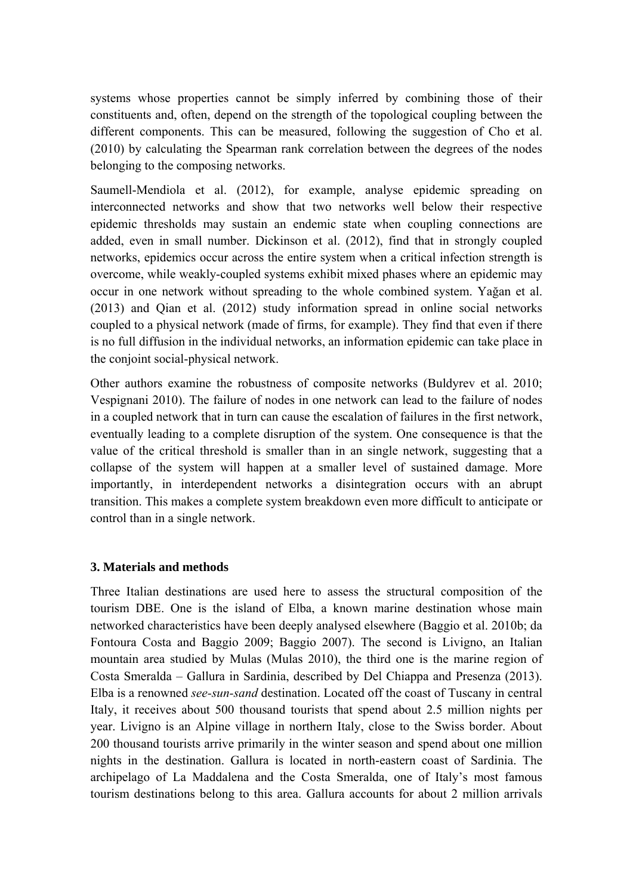systems whose properties cannot be simply inferred by combining those of their constituents and, often, depend on the strength of the topological coupling between the different components. This can be measured, following the suggestion of Cho et al. (2010) by calculating the Spearman rank correlation between the degrees of the nodes belonging to the composing networks.

Saumell-Mendiola et al. (2012), for example, analyse epidemic spreading on interconnected networks and show that two networks well below their respective epidemic thresholds may sustain an endemic state when coupling connections are added, even in small number. Dickinson et al. (2012), find that in strongly coupled networks, epidemics occur across the entire system when a critical infection strength is overcome, while weakly-coupled systems exhibit mixed phases where an epidemic may occur in one network without spreading to the whole combined system. Yağan et al. (2013) and Qian et al. (2012) study information spread in online social networks coupled to a physical network (made of firms, for example). They find that even if there is no full diffusion in the individual networks, an information epidemic can take place in the conjoint social-physical network.

Other authors examine the robustness of composite networks (Buldyrev et al. 2010; Vespignani 2010). The failure of nodes in one network can lead to the failure of nodes in a coupled network that in turn can cause the escalation of failures in the first network, eventually leading to a complete disruption of the system. One consequence is that the value of the critical threshold is smaller than in an single network, suggesting that a collapse of the system will happen at a smaller level of sustained damage. More importantly, in interdependent networks a disintegration occurs with an abrupt transition. This makes a complete system breakdown even more difficult to anticipate or control than in a single network.

### 3. Materials and methods

Three Italian destinations are used here to assess the structural composition of the tourism DBE. One is the island of Elba, a known marine destination whose main networked characteristics have been deeply analysed elsewhere (Baggio et al. 2010b; da Fontoura Costa and Baggio 2009; Baggio 2007). The second is Livigno, an Italian mountain area studied by Mulas (Mulas 2010), the third one is the marine region of Costa Smeralda – Gallura in Sardinia, described by Del Chiappa and Presenza (2013). Elba is a renowned *see-sun-sand* destination. Located off the coast of Tuscany in central Italy, it receives about 500 thousand tourists that spend about 2.5 million nights per year. Livigno is an Alpine village in northern Italy, close to the Swiss border. About 200 thousand tourists arrive primarily in the winter season and spend about one million nights in the destination. Gallura is located in north-eastern coast of Sardinia. The archipelago of La Maddalena and the Costa Smeralda, one of Italy's most famous tourism destinations belong to this area. Gallura accounts for about 2 million arrivals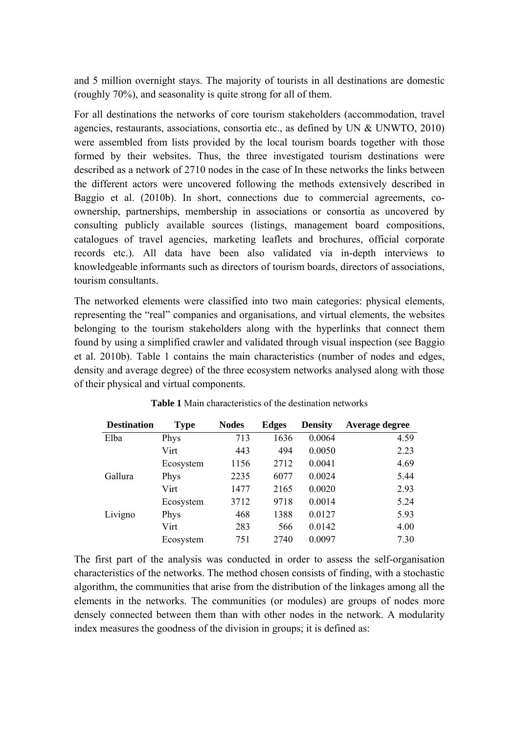and 5 million overnight stays. The majority of tourists in all destinations are domestic (roughly 70%), and seasonality is quite strong for all of them.

For all destinations the networks of core tourism stakeholders (accommodation, travel agencies, restaurants, associations, consortia etc., as defined by UN & UNWTO, 2010) were assembled from lists provided by the local tourism boards together with those formed by their websites. Thus, the three investigated tourism destinations were described as a network of 2710 nodes in the case of In these networks the links between the different actors were uncovered following the methods extensively described in Baggio et al. (2010b). In short, connections due to commercial agreements, co-ownership, partnerships, membership in associations or consortia as uncovered by consulting publicly available sources (listings, management board compositions, catalogues of travel agencies, marketing leaflets and brochures, official corporate records etc.). All data have been also validated via in-depth interviews to knowledgeable informants such as directors of tourism boards, directors of associations, tourism consultants.

The networked elements were classified into two main categories: physical elements, representing the "real" companies and organisations, and virtual elements, the websites belonging to the tourism stakeholders along with the hyperlinks that connect them found by using a simplified crawler and validated through visual inspection (see Baggio et al. 2010b). Table 1 contains the main characteristics (number of nodes and edges, density and average degree) of the three ecosystem networks analysed along with those of their physical and virtual components.

**Table 1** Main characteristics of the destination networks

| Destination | Type | Nodes | Edges | Density | Average degree |
|---|---|---|---|---|---|
| Elba | Phys | 713 | 1636 | 0.0064 | 4.59 |
| | Virt | 443 | 494 | 0.0050 | 2.23 |
| | Ecosystem | 1156 | 2712 | 0.0041 | 4.69 |
| Gallura | Phys | 2235 | 6077 | 0.0024 | 5.44 |
| | Virt | 1477 | 2165 | 0.0020 | 2.93 |
| | Ecosystem | 3712 | 9718 | 0.0014 | 5.24 |
| Livigno | Phys | 468 | 1388 | 0.0127 | 5.93 |
| | Virt | 283 | 566 | 0.0142 | 4.00 |
| | Ecosystem | 751 | 2740 | 0.0097 | 7.30 |

The first part of the analysis was conducted in order to assess the self-organisation characteristics of the networks. The method chosen consists of finding, with a stochastic algorithm, the communities that arise from the distribution of the linkages among all the elements in the networks. The communities (or modules) are groups of nodes more densely connected between them than with other nodes in the network. A modularity index measures the goodness of the division in groups; it is defined as: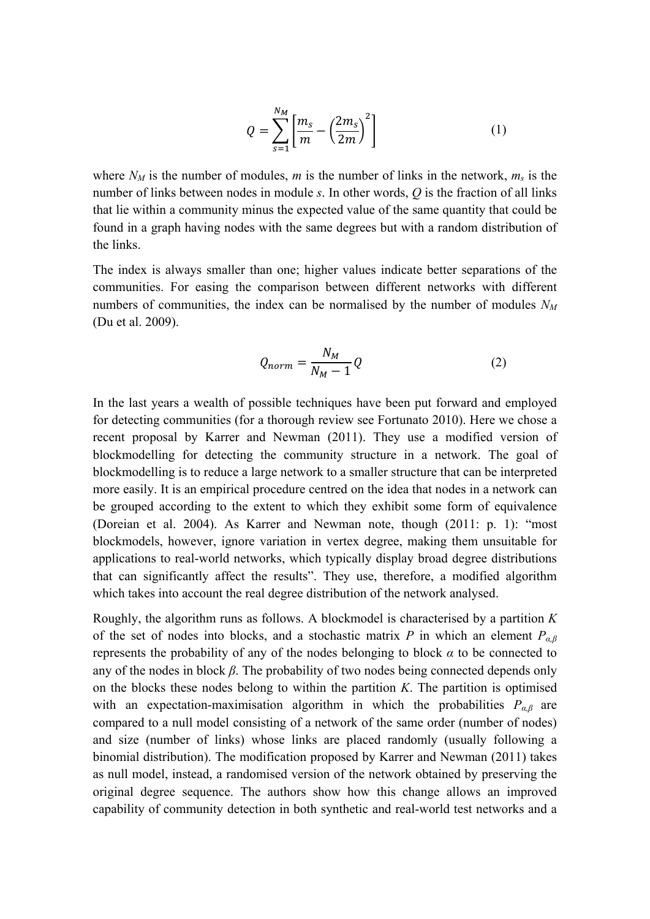$$Q = \sum_{s=1}^{N_M} \left[ \frac{m_s}{m} - \left( \frac{2m_s}{2m} \right)^2 \right] \tag{1}$$

where $N_M$ is the number of modules, $m$ is the number of links in the network, $m_s$ is the number of links between nodes in module $s$. In other words, $Q$ is the fraction of all links that lie within a community minus the expected value of the same quantity that could be found in a graph having nodes with the same degrees but with a random distribution of the links.

The index is always smaller than one; higher values indicate better separations of the communities. For easing the comparison between different networks with different numbers of communities, the index can be normalised by the number of modules $N_M$ (Du et al. 2009).

$$Q_{norm} = \frac{N_M}{N_M - 1} Q \tag{2}$$

In the last years a wealth of possible techniques have been put forward and employed for detecting communities (for a thorough review see Fortunato 2010). Here we chose a recent proposal by Karrer and Newman (2011). They use a modified version of blockmodelling for detecting the community structure in a network. The goal of blockmodelling is to reduce a large network to a smaller structure that can be interpreted more easily. It is an empirical procedure centred on the idea that nodes in a network can be grouped according to the extent to which they exhibit some form of equivalence (Doreian et al. 2004). As Karrer and Newman note, though (2011: p. 1): "most blockmodels, however, ignore variation in vertex degree, making them unsuitable for applications to real-world networks, which typically display broad degree distributions that can significantly affect the results". They use, therefore, a modified algorithm which takes into account the real degree distribution of the network analysed.

Roughly, the algorithm runs as follows. A blockmodel is characterised by a partition $K$ of the set of nodes into blocks, and a stochastic matrix $P$ in which an element $P_{\alpha,\beta}$ represents the probability of any of the nodes belonging to block $\alpha$ to be connected to any of the nodes in block $\beta$. The probability of two nodes being connected depends only on the blocks these nodes belong to within the partition $K$. The partition is optimised with an expectation-maximisation algorithm in which the probabilities $P_{\alpha,\beta}$ are compared to a null model consisting of a network of the same order (number of nodes) and size (number of links) whose links are placed randomly (usually following a binomial distribution). The modification proposed by Karrer and Newman (2011) takes as null model, instead, a randomised version of the network obtained by preserving the original degree sequence. The authors show how this change allows an improved capability of community detection in both synthetic and real-world test networks and a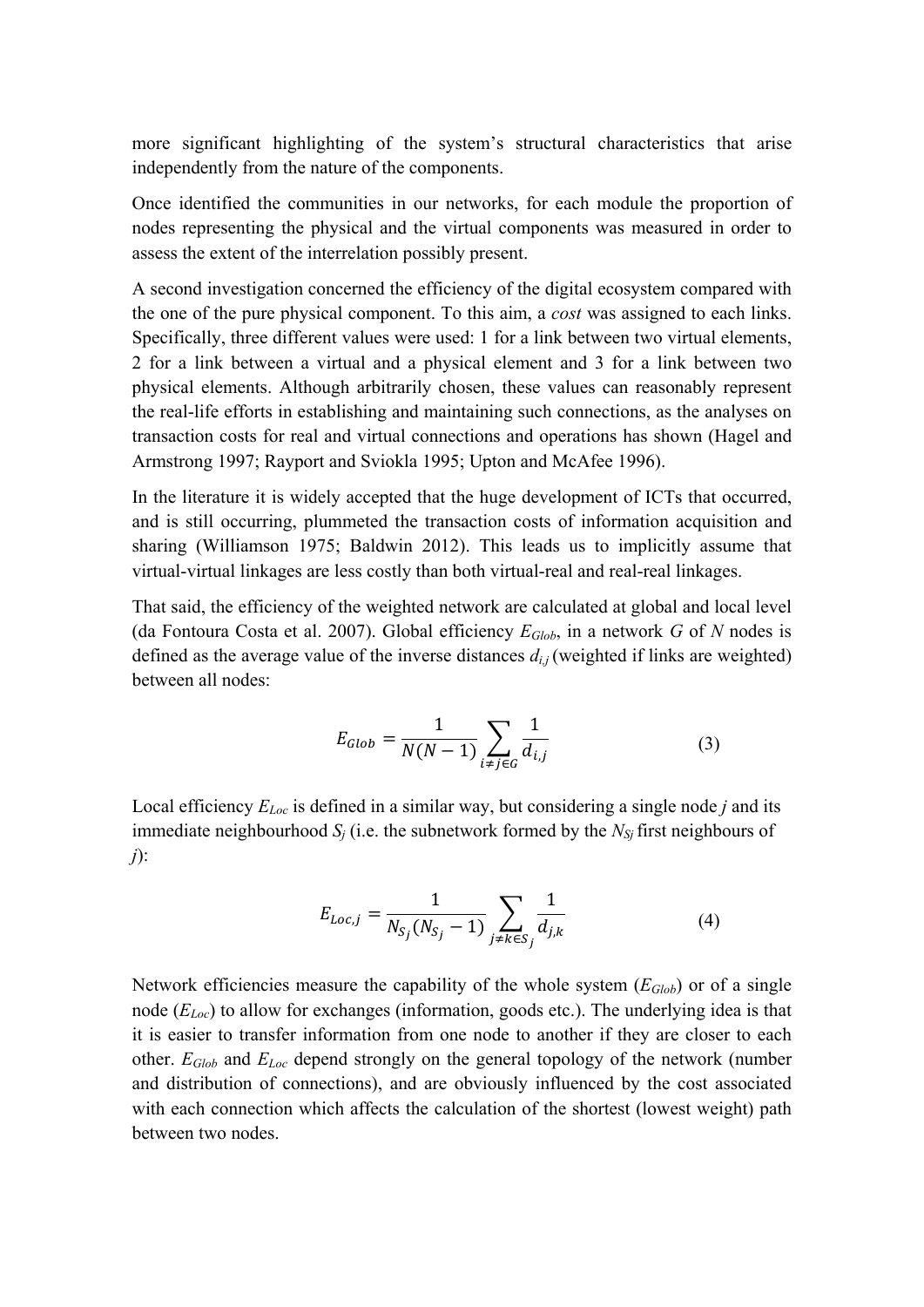more significant highlighting of the system's structural characteristics that arise independently from the nature of the components.

Once identified the communities in our networks, for each module the proportion of nodes representing the physical and the virtual components was measured in order to assess the extent of the interrelation possibly present.

A second investigation concerned the efficiency of the digital ecosystem compared with the one of the pure physical component. To this aim, a *cost* was assigned to each links. Specifically, three different values were used: 1 for a link between two virtual elements, 2 for a link between a virtual and a physical element and 3 for a link between two physical elements. Although arbitrarily chosen, these values can reasonably represent the real-life efforts in establishing and maintaining such connections, as the analyses on transaction costs for real and virtual connections and operations has shown (Hagel and Armstrong 1997; Rayport and Sviokla 1995; Upton and McAfee 1996).

In the literature it is widely accepted that the huge development of ICTs that occurred, and is still occurring, plummeted the transaction costs of information acquisition and sharing (Williamson 1975; Baldwin 2012). This leads us to implicitly assume that virtual-virtual linkages are less costly than both virtual-real and real-real linkages.

That said, the efficiency of the weighted network are calculated at global and local level (da Fontoura Costa et al. 2007). Global efficiency $E_{Glob}$, in a network $G$ of $N$ nodes is defined as the average value of the inverse distances $d_{i,j}$ (weighted if links are weighted) between all nodes:

$$E_{Glob} = \frac{1}{N(N-1)} \sum_{i \neq j \in G} \frac{1}{d_{i,j}} \tag{3}$$

Local efficiency $E_{Loc}$ is defined in a similar way, but considering a single node $j$ and its immediate neighbourhood $S_j$ (i.e. the subnetwork formed by the $N_{Sj}$ first neighbours of $j$):

$$E_{Loc,j} = \frac{1}{N_{S_j}(N_{S_j} - 1)} \sum_{j \neq k \in S_j} \frac{1}{d_{j,k}} \tag{4}$$

Network efficiencies measure the capability of the whole system ($E_{Glob}$) or of a single node ($E_{Loc}$) to allow for exchanges (information, goods etc.). The underlying idea is that it is easier to transfer information from one node to another if they are closer to each other. $E_{Glob}$ and $E_{Loc}$ depend strongly on the general topology of the network (number and distribution of connections), and are obviously influenced by the cost associated with each connection which affects the calculation of the shortest (lowest weight) path between two nodes.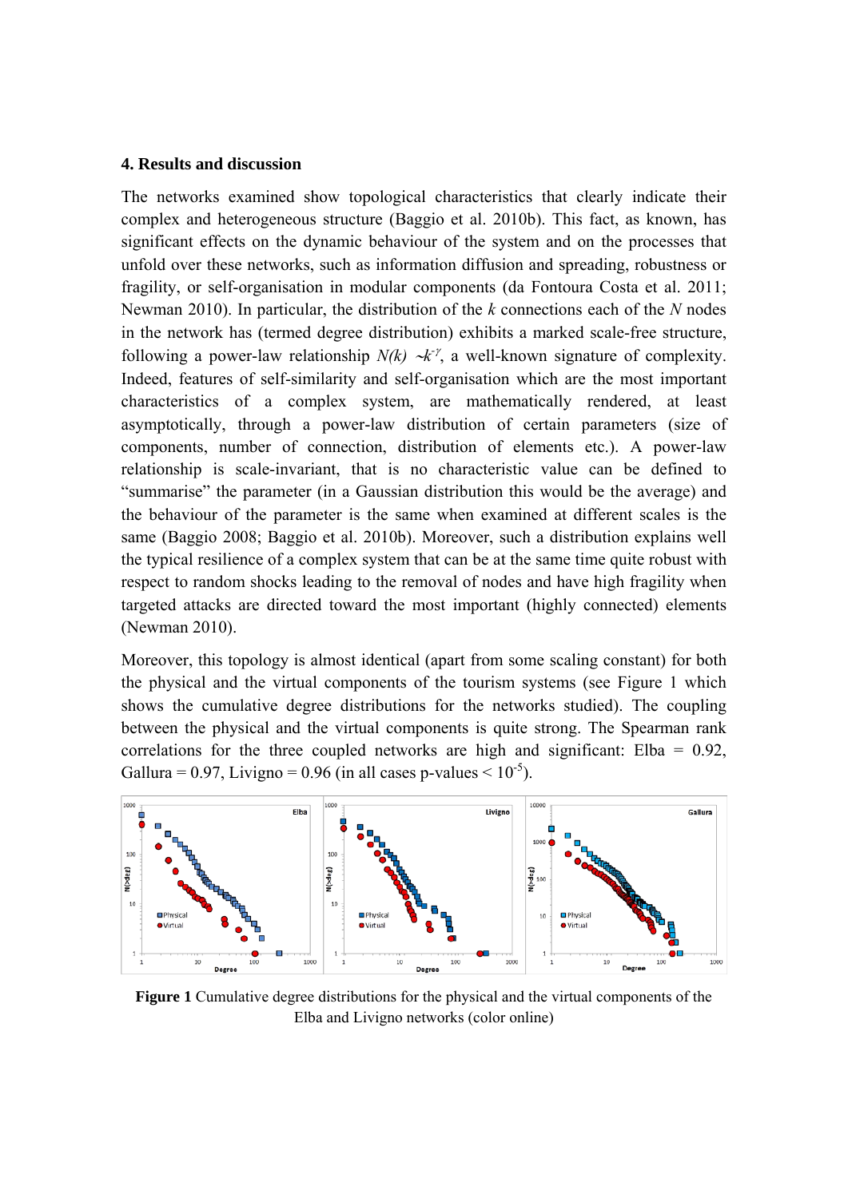## 4. Results and discussion

The networks examined show topological characteristics that clearly indicate their complex and heterogeneous structure (Baggio et al. 2010b). This fact, as known, has significant effects on the dynamic behaviour of the system and on the processes that unfold over these networks, such as information diffusion and spreading, robustness or fragility, or self-organisation in modular components (da Fontoura Costa et al. 2011; Newman 2010). In particular, the distribution of the *k* connections each of the *N* nodes in the network has (termed degree distribution) exhibits a marked scale-free structure, following a power-law relationship $N(k) \sim k^{-\gamma}$, a well-known signature of complexity. Indeed, features of self-similarity and self-organisation which are the most important characteristics of a complex system, are mathematically rendered, at least asymptotically, through a power-law distribution of certain parameters (size of components, number of connection, distribution of elements etc.). A power-law relationship is scale-invariant, that is no characteristic value can be defined to "summarise" the parameter (in a Gaussian distribution this would be the average) and the behaviour of the parameter is the same when examined at different scales is the same (Baggio 2008; Baggio et al. 2010b). Moreover, such a distribution explains well the typical resilience of a complex system that can be at the same time quite robust with respect to random shocks leading to the removal of nodes and have high fragility when targeted attacks are directed toward the most important (highly connected) elements (Newman 2010).

Moreover, this topology is almost identical (apart from some scaling constant) for both the physical and the virtual components of the tourism systems (see Figure 1 which shows the cumulative degree distributions for the networks studied). The coupling between the physical and the virtual components is quite strong. The Spearman rank correlations for the three coupled networks are high and significant: Elba = 0.92, Gallura = 0.97, Livigno = 0.96 (in all cases p-values $< 10^{-5}$).

**Figure 1** Cumulative degree distributions for the physical and the virtual components of the Elba and Livigno networks (color online)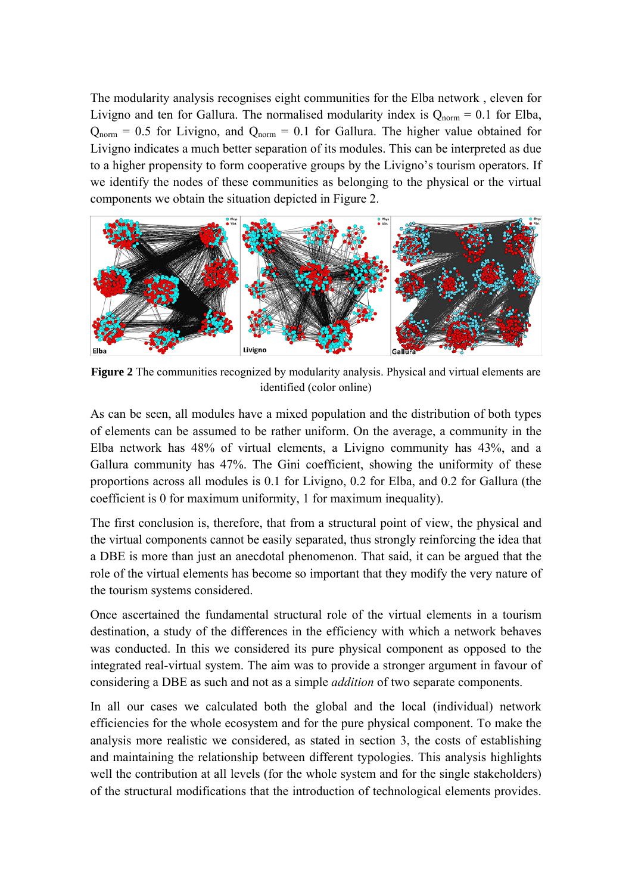The modularity analysis recognises eight communities for the Elba network , eleven for Livigno and ten for Gallura. The normalised modularity index is $Q_{norm}$ = 0.1 for Elba, $Q_{norm}$ = 0.5 for Livigno, and $Q_{norm}$ = 0.1 for Gallura. The higher value obtained for Livigno indicates a much better separation of its modules. This can be interpreted as due to a higher propensity to form cooperative groups by the Livigno's tourism operators. If we identify the nodes of these communities as belonging to the physical or the virtual components we obtain the situation depicted in Figure 2.

**Figure 2** The communities recognized by modularity analysis. Physical and virtual elements are identified (color online)

As can be seen, all modules have a mixed population and the distribution of both types of elements can be assumed to be rather uniform. On the average, a community in the Elba network has 48% of virtual elements, a Livigno community has 43%, and a Gallura community has 47%. The Gini coefficient, showing the uniformity of these proportions across all modules is 0.1 for Livigno, 0.2 for Elba, and 0.2 for Gallura (the coefficient is 0 for maximum uniformity, 1 for maximum inequality).

The first conclusion is, therefore, that from a structural point of view, the physical and the virtual components cannot be easily separated, thus strongly reinforcing the idea that a DBE is more than just an anecdotal phenomenon. That said, it can be argued that the role of the virtual elements has become so important that they modify the very nature of the tourism systems considered.

Once ascertained the fundamental structural role of the virtual elements in a tourism destination, a study of the differences in the efficiency with which a network behaves was conducted. In this we considered its pure physical component as opposed to the integrated real-virtual system. The aim was to provide a stronger argument in favour of considering a DBE as such and not as a simple *addition* of two separate components.

In all our cases we calculated both the global and the local (individual) network efficiencies for the whole ecosystem and for the pure physical component. To make the analysis more realistic we considered, as stated in section 3, the costs of establishing and maintaining the relationship between different typologies. This analysis highlights well the contribution at all levels (for the whole system and for the single stakeholders) of the structural modifications that the introduction of technological elements provides.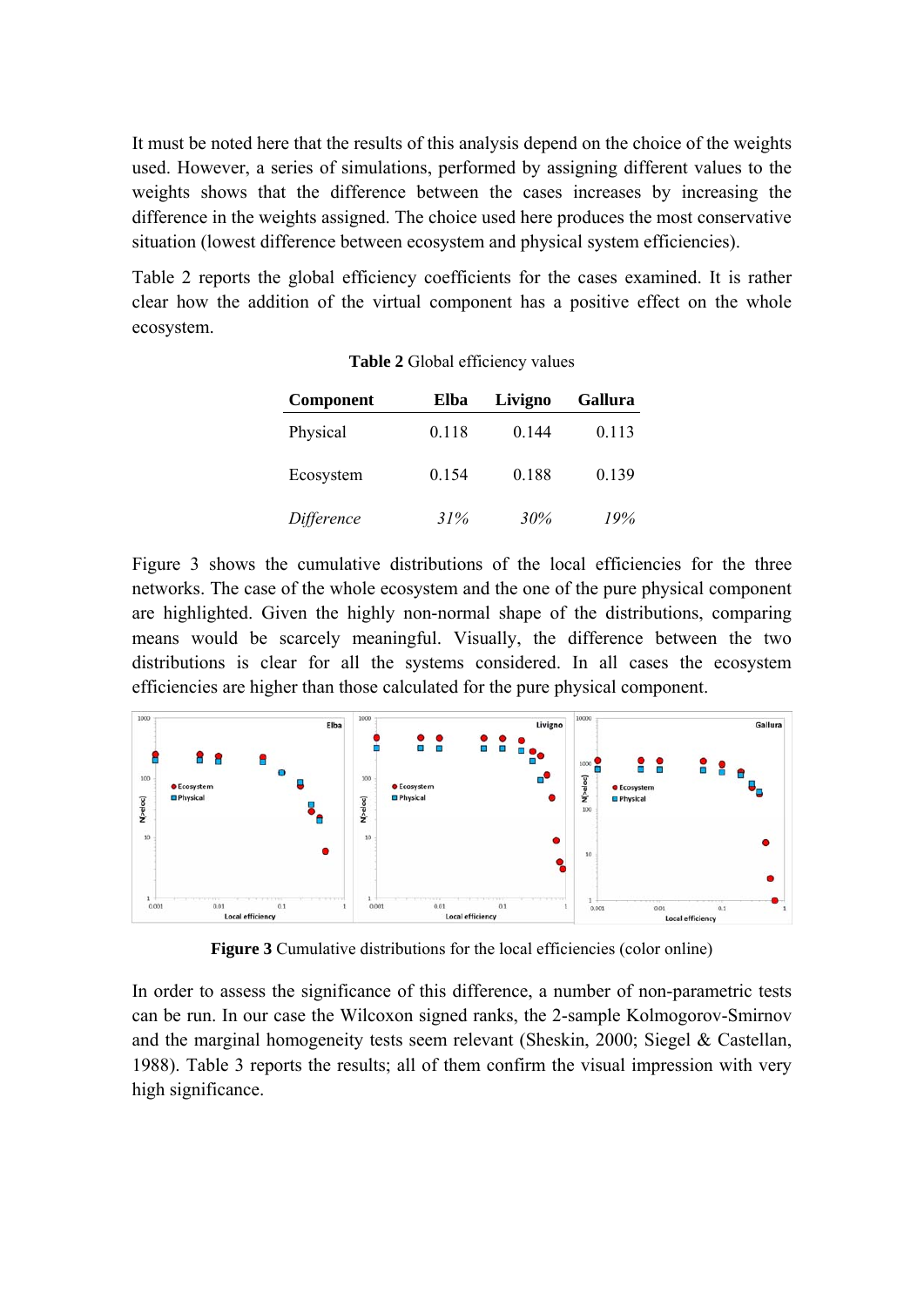It must be noted here that the results of this analysis depend on the choice of the weights used. However, a series of simulations, performed by assigning different values to the weights shows that the difference between the cases increases by increasing the difference in the weights assigned. The choice used here produces the most conservative situation (lowest difference between ecosystem and physical system efficiencies).

Table 2 reports the global efficiency coefficients for the cases examined. It is rather clear how the addition of the virtual component has a positive effect on the whole ecosystem.

**Table 2** Global efficiency values

| Component | Elba | Livigno | Gallura |
|---|---|---|---|
| Physical | 0.118 | 0.144 | 0.113 |
| Ecosystem | 0.154 | 0.188 | 0.139 |
| *Difference* | *31%* | *30%* | *19%* |

Figure 3 shows the cumulative distributions of the local efficiencies for the three networks. The case of the whole ecosystem and the one of the pure physical component are highlighted. Given the highly non-normal shape of the distributions, comparing means would be scarcely meaningful. Visually, the difference between the two distributions is clear for all the systems considered. In all cases the ecosystem efficiencies are higher than those calculated for the pure physical component.

**Figure 3** Cumulative distributions for the local efficiencies (color online)

In order to assess the significance of this difference, a number of non-parametric tests can be run. In our case the Wilcoxon signed ranks, the 2-sample Kolmogorov-Smirnov and the marginal homogeneity tests seem relevant (Sheskin, 2000; Siegel & Castellan, 1988). Table 3 reports the results; all of them confirm the visual impression with very high significance.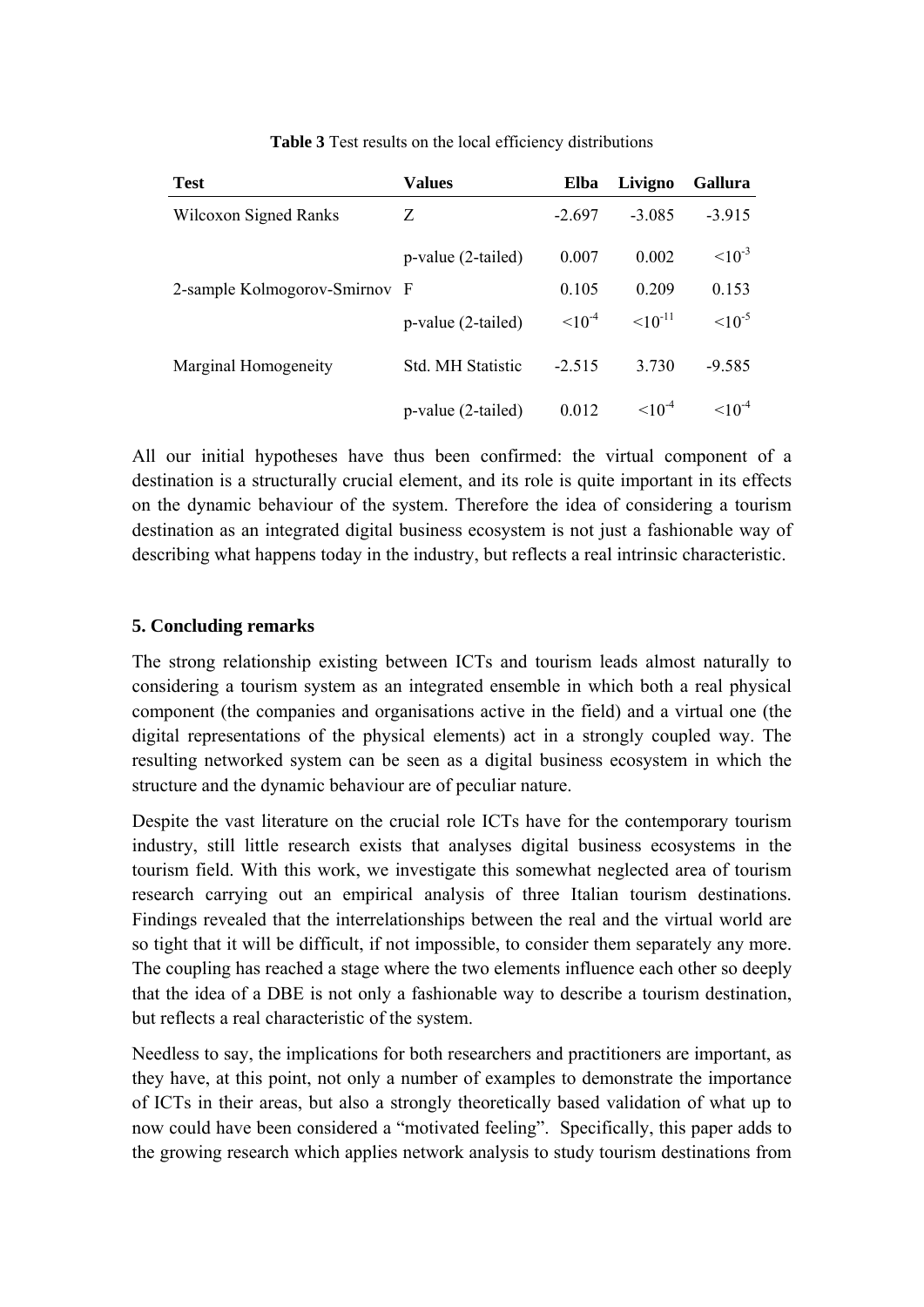**Table 3** Test results on the local efficiency distributions

| Test | Values | Elba | Livigno | Gallura |
|---|---|---|---|---|
| Wilcoxon Signed Ranks | Z | -2.697 | -3.085 | -3.915 |
| | p-value (2-tailed) | 0.007 | 0.002 | $<10^{-3}$ |
| 2-sample Kolmogorov-Smirnov | F | 0.105 | 0.209 | 0.153 |
| | p-value (2-tailed) | $<10^{-4}$ | $<10^{-11}$ | $<10^{-5}$ |
| Marginal Homogeneity | Std. MH Statistic | -2.515 | 3.730 | -9.585 |
| | p-value (2-tailed) | 0.012 | $<10^{-4}$ | $<10^{-4}$ |

All our initial hypotheses have thus been confirmed: the virtual component of a destination is a structurally crucial element, and its role is quite important in its effects on the dynamic behaviour of the system. Therefore the idea of considering a tourism destination as an integrated digital business ecosystem is not just a fashionable way of describing what happens today in the industry, but reflects a real intrinsic characteristic.

## 5. Concluding remarks

The strong relationship existing between ICTs and tourism leads almost naturally to considering a tourism system as an integrated ensemble in which both a real physical component (the companies and organisations active in the field) and a virtual one (the digital representations of the physical elements) act in a strongly coupled way. The resulting networked system can be seen as a digital business ecosystem in which the structure and the dynamic behaviour are of peculiar nature.

Despite the vast literature on the crucial role ICTs have for the contemporary tourism industry, still little research exists that analyses digital business ecosystems in the tourism field. With this work, we investigate this somewhat neglected area of tourism research carrying out an empirical analysis of three Italian tourism destinations. Findings revealed that the interrelationships between the real and the virtual world are so tight that it will be difficult, if not impossible, to consider them separately any more. The coupling has reached a stage where the two elements influence each other so deeply that the idea of a DBE is not only a fashionable way to describe a tourism destination, but reflects a real characteristic of the system.

Needless to say, the implications for both researchers and practitioners are important, as they have, at this point, not only a number of examples to demonstrate the importance of ICTs in their areas, but also a strongly theoretically based validation of what up to now could have been considered a "motivated feeling". Specifically, this paper adds to the growing research which applies network analysis to study tourism destinations from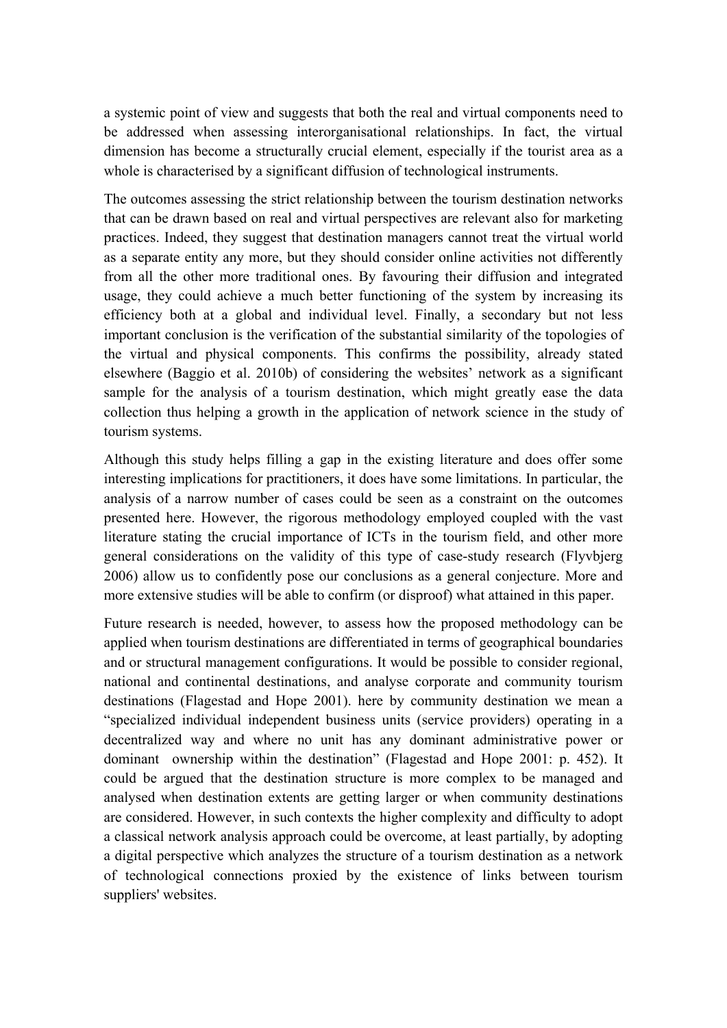a systemic point of view and suggests that both the real and virtual components need to be addressed when assessing interorganisational relationships. In fact, the virtual dimension has become a structurally crucial element, especially if the tourist area as a whole is characterised by a significant diffusion of technological instruments.

The outcomes assessing the strict relationship between the tourism destination networks that can be drawn based on real and virtual perspectives are relevant also for marketing practices. Indeed, they suggest that destination managers cannot treat the virtual world as a separate entity any more, but they should consider online activities not differently from all the other more traditional ones. By favouring their diffusion and integrated usage, they could achieve a much better functioning of the system by increasing its efficiency both at a global and individual level. Finally, a secondary but not less important conclusion is the verification of the substantial similarity of the topologies of the virtual and physical components. This confirms the possibility, already stated elsewhere (Baggio et al. 2010b) of considering the websites' network as a significant sample for the analysis of a tourism destination, which might greatly ease the data collection thus helping a growth in the application of network science in the study of tourism systems.

Although this study helps filling a gap in the existing literature and does offer some interesting implications for practitioners, it does have some limitations. In particular, the analysis of a narrow number of cases could be seen as a constraint on the outcomes presented here. However, the rigorous methodology employed coupled with the vast literature stating the crucial importance of ICTs in the tourism field, and other more general considerations on the validity of this type of case-study research (Flyvbjerg 2006) allow us to confidently pose our conclusions as a general conjecture. More and more extensive studies will be able to confirm (or disproof) what attained in this paper.

Future research is needed, however, to assess how the proposed methodology can be applied when tourism destinations are differentiated in terms of geographical boundaries and or structural management configurations. It would be possible to consider regional, national and continental destinations, and analyse corporate and community tourism destinations (Flagestad and Hope 2001). here by community destination we mean a "specialized individual independent business units (service providers) operating in a decentralized way and where no unit has any dominant administrative power or dominant ownership within the destination" (Flagestad and Hope 2001: p. 452). It could be argued that the destination structure is more complex to be managed and analysed when destination extents are getting larger or when community destinations are considered. However, in such contexts the higher complexity and difficulty to adopt a classical network analysis approach could be overcome, at least partially, by adopting a digital perspective which analyzes the structure of a tourism destination as a network of technological connections proxied by the existence of links between tourism suppliers' websites.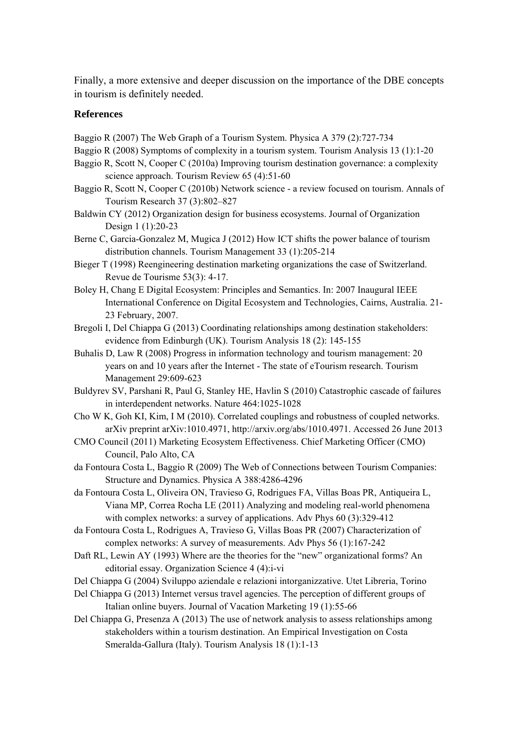Finally, a more extensive and deeper discussion on the importance of the DBE concepts in tourism is definitely needed.

## References

Baggio R (2007) The Web Graph of a Tourism System. Physica A 379 (2):727-734

Baggio R (2008) Symptoms of complexity in a tourism system. Tourism Analysis 13 (1):1-20

Baggio R, Scott N, Cooper C (2010a) Improving tourism destination governance: a complexity science approach. Tourism Review 65 (4):51-60

Baggio R, Scott N, Cooper C (2010b) Network science - a review focused on tourism. Annals of Tourism Research 37 (3):802–827

Baldwin CY (2012) Organization design for business ecosystems. Journal of Organization Design 1 (1):20-23

Berne C, Garcia-Gonzalez M, Mugica J (2012) How ICT shifts the power balance of tourism distribution channels. Tourism Management 33 (1):205-214

Bieger T (1998) Reengineering destination marketing organizations the case of Switzerland. Revue de Tourisme 53(3): 4-17.

Boley H, Chang E Digital Ecosystem: Principles and Semantics. In: 2007 Inaugural IEEE International Conference on Digital Ecosystem and Technologies, Cairns, Australia. 21-23 February, 2007.

Bregoli I, Del Chiappa G (2013) Coordinating relationships among destination stakeholders: evidence from Edinburgh (UK). Tourism Analysis 18 (2): 145-155

Buhalis D, Law R (2008) Progress in information technology and tourism management: 20 years on and 10 years after the Internet - The state of eTourism research. Tourism Management 29:609-623

Buldyrev SV, Parshani R, Paul G, Stanley HE, Havlin S (2010) Catastrophic cascade of failures in interdependent networks. Nature 464:1025-1028

Cho W K, Goh KI, Kim, I M (2010). Correlated couplings and robustness of coupled networks. arXiv preprint arXiv:1010.4971, http://arxiv.org/abs/1010.4971. Accessed 26 June 2013

CMO Council (2011) Marketing Ecosystem Effectiveness. Chief Marketing Officer (CMO) Council, Palo Alto, CA

da Fontoura Costa L, Baggio R (2009) The Web of Connections between Tourism Companies: Structure and Dynamics. Physica A 388:4286-4296

da Fontoura Costa L, Oliveira ON, Travieso G, Rodrigues FA, Villas Boas PR, Antiqueira L, Viana MP, Correa Rocha LE (2011) Analyzing and modeling real-world phenomena with complex networks: a survey of applications. Adv Phys 60 (3):329-412

da Fontoura Costa L, Rodrigues A, Travieso G, Villas Boas PR (2007) Characterization of complex networks: A survey of measurements. Adv Phys 56 (1):167-242

Daft RL, Lewin AY (1993) Where are the theories for the "new" organizational forms? An editorial essay. Organization Science 4 (4):i-vi

Del Chiappa G (2004) Sviluppo aziendale e relazioni intorganizzative. Utet Libreria, Torino

Del Chiappa G (2013) Internet versus travel agencies. The perception of different groups of Italian online buyers. Journal of Vacation Marketing 19 (1):55-66

Del Chiappa G, Presenza A (2013) The use of network analysis to assess relationships among stakeholders within a tourism destination. An Empirical Investigation on Costa Smeralda-Gallura (Italy). Tourism Analysis 18 (1):1-13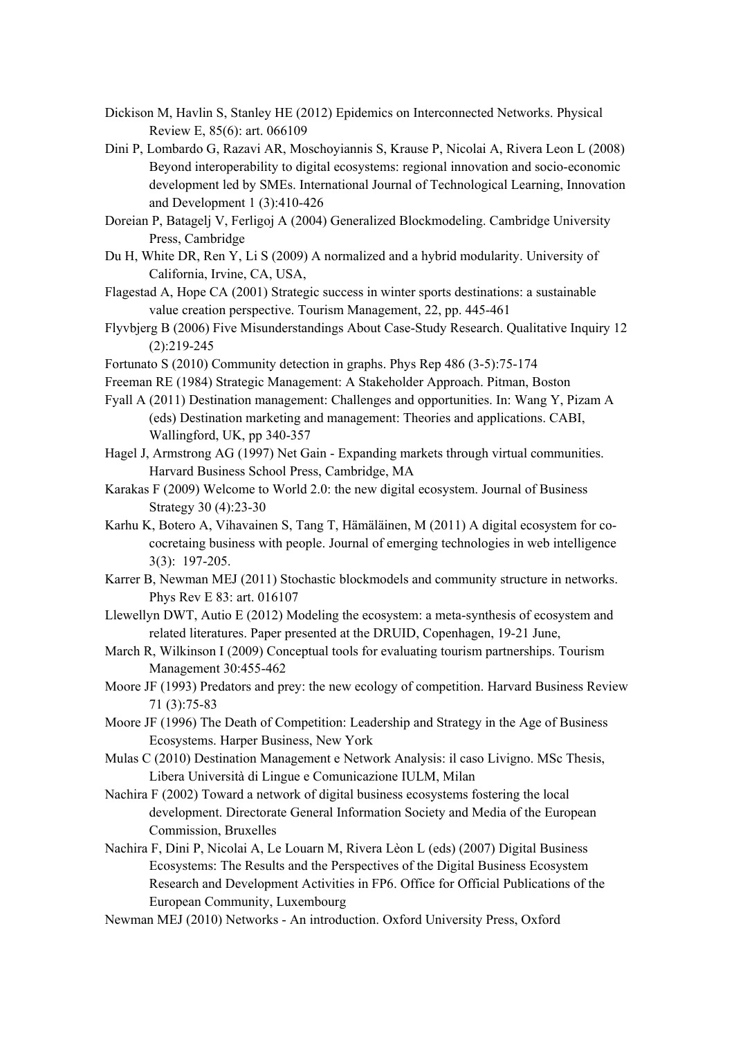Dickison M, Havlin S, Stanley HE (2012) Epidemics on Interconnected Networks. Physical Review E, 85(6): art. 066109

Dini P, Lombardo G, Razavi AR, Moschoyiannis S, Krause P, Nicolai A, Rivera Leon L (2008) Beyond interoperability to digital ecosystems: regional innovation and socio-economic development led by SMEs. International Journal of Technological Learning, Innovation and Development 1 (3):410-426

Doreian P, Batagelj V, Ferligoj A (2004) Generalized Blockmodeling. Cambridge University Press, Cambridge

Du H, White DR, Ren Y, Li S (2009) A normalized and a hybrid modularity. University of California, Irvine, CA, USA,

Flagestad A, Hope CA (2001) Strategic success in winter sports destinations: a sustainable value creation perspective. Tourism Management, 22, pp. 445-461

Flyvbjerg B (2006) Five Misunderstandings About Case-Study Research. Qualitative Inquiry 12 (2):219-245

Fortunato S (2010) Community detection in graphs. Phys Rep 486 (3-5):75-174

Freeman RE (1984) Strategic Management: A Stakeholder Approach. Pitman, Boston

Fyall A (2011) Destination management: Challenges and opportunities. In: Wang Y, Pizam A (eds) Destination marketing and management: Theories and applications. CABI, Wallingford, UK, pp 340-357

Hagel J, Armstrong AG (1997) Net Gain - Expanding markets through virtual communities. Harvard Business School Press, Cambridge, MA

Karakas F (2009) Welcome to World 2.0: the new digital ecosystem. Journal of Business Strategy 30 (4):23-30

Karhu K, Botero A, Vihavainen S, Tang T, Hämäläinen, M (2011) A digital ecosystem for co-cocretaing business with people. Journal of emerging technologies in web intelligence 3(3): 197-205.

Karrer B, Newman MEJ (2011) Stochastic blockmodels and community structure in networks. Phys Rev E 83: art. 016107

Llewellyn DWT, Autio E (2012) Modeling the ecosystem: a meta-synthesis of ecosystem and related literatures. Paper presented at the DRUID, Copenhagen, 19-21 June,

March R, Wilkinson I (2009) Conceptual tools for evaluating tourism partnerships. Tourism Management 30:455-462

Moore JF (1993) Predators and prey: the new ecology of competition. Harvard Business Review 71 (3):75-83

Moore JF (1996) The Death of Competition: Leadership and Strategy in the Age of Business Ecosystems. Harper Business, New York

Mulas C (2010) Destination Management e Network Analysis: il caso Livigno. MSc Thesis, Libera Università di Lingue e Comunicazione IULM, Milan

Nachira F (2002) Toward a network of digital business ecosystems fostering the local development. Directorate General Information Society and Media of the European Commission, Bruxelles

Nachira F, Dini P, Nicolai A, Le Louarn M, Rivera Lèon L (eds) (2007) Digital Business Ecosystems: The Results and the Perspectives of the Digital Business Ecosystem Research and Development Activities in FP6. Office for Official Publications of the European Community, Luxembourg

Newman MEJ (2010) Networks - An introduction. Oxford University Press, Oxford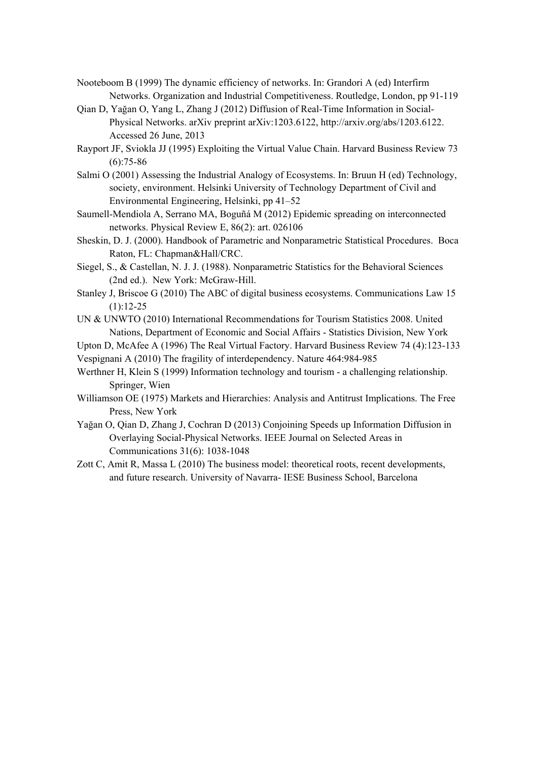Nooteboom B (1999) The dynamic efficiency of networks. In: Grandori A (ed) Interfirm Networks. Organization and Industrial Competitiveness. Routledge, London, pp 91-119

Qian D, Yağan O, Yang L, Zhang J (2012) Diffusion of Real-Time Information in Social-Physical Networks. arXiv preprint arXiv:1203.6122, http://arxiv.org/abs/1203.6122. Accessed 26 June, 2013

Rayport JF, Sviokla JJ (1995) Exploiting the Virtual Value Chain. Harvard Business Review 73 (6):75-86

Salmi O (2001) Assessing the Industrial Analogy of Ecosystems. In: Bruun H (ed) Technology, society, environment. Helsinki University of Technology Department of Civil and Environmental Engineering, Helsinki, pp 41–52

Saumell-Mendiola A, Serrano MA, Boguñá M (2012) Epidemic spreading on interconnected networks. Physical Review E, 86(2): art. 026106

Sheskin, D. J. (2000). Handbook of Parametric and Nonparametric Statistical Procedures. Boca Raton, FL: Chapman&Hall/CRC.

Siegel, S., & Castellan, N. J. J. (1988). Nonparametric Statistics for the Behavioral Sciences (2nd ed.). New York: McGraw-Hill.

Stanley J, Briscoe G (2010) The ABC of digital business ecosystems. Communications Law 15 (1):12-25

UN & UNWTO (2010) International Recommendations for Tourism Statistics 2008. United Nations, Department of Economic and Social Affairs - Statistics Division, New York

Upton D, McAfee A (1996) The Real Virtual Factory. Harvard Business Review 74 (4):123-133

Vespignani A (2010) The fragility of interdependency. Nature 464:984-985

Werthner H, Klein S (1999) Information technology and tourism - a challenging relationship. Springer, Wien

Williamson OE (1975) Markets and Hierarchies: Analysis and Antitrust Implications. The Free Press, New York

Yağan O, Qian D, Zhang J, Cochran D (2013) Conjoining Speeds up Information Diffusion in Overlaying Social-Physical Networks. IEEE Journal on Selected Areas in Communications 31(6): 1038-1048

Zott C, Amit R, Massa L (2010) The business model: theoretical roots, recent developments, and future research. University of Navarra- IESE Business School, Barcelona